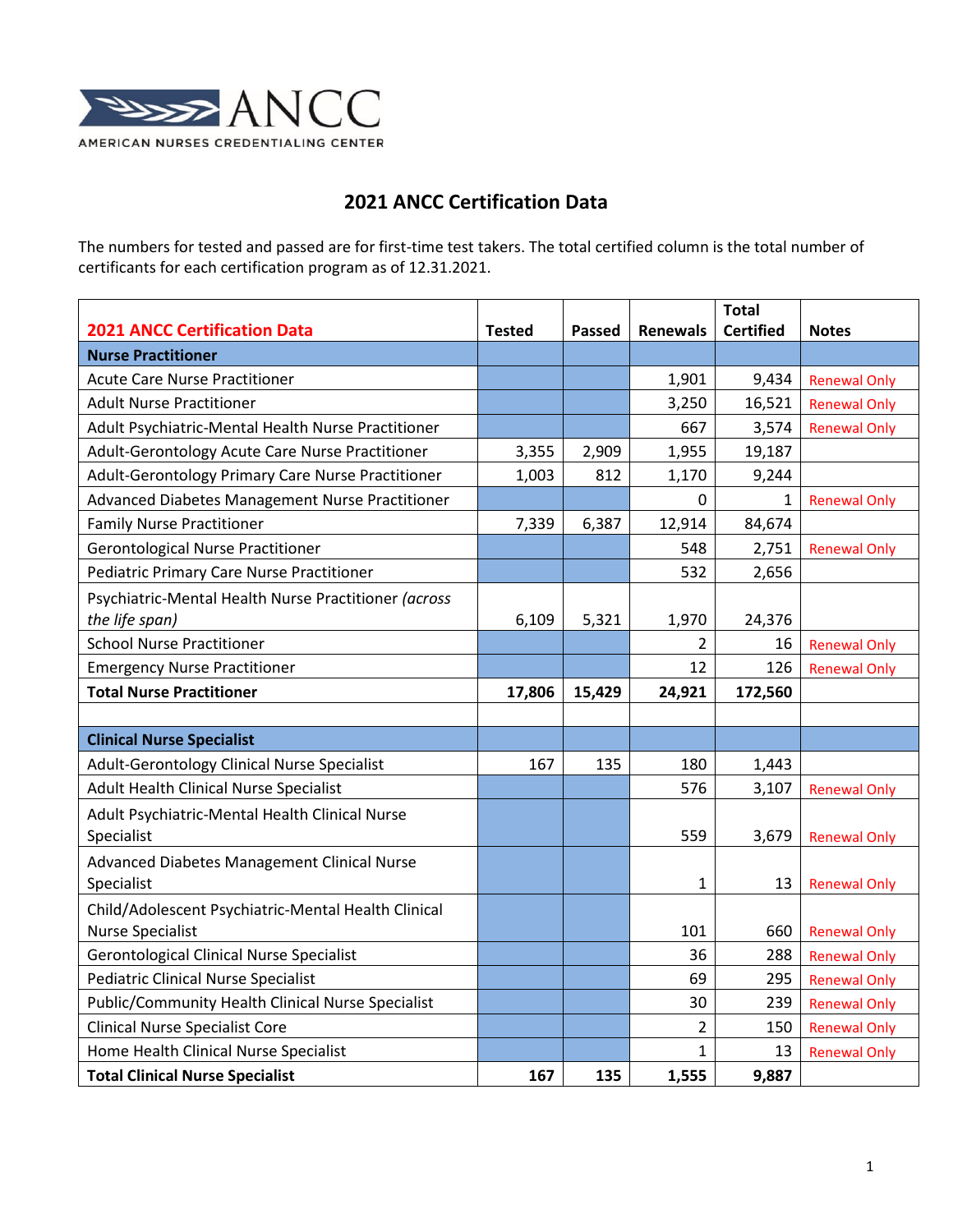AMERICAN NURSES CREDENTIALING CENTER

# 2021 ANCC Certification Data

The numbers for tested and passed are for first-time test takers. The total certified column is the total number of certificants for each certification program as of 12.31.2021.

| 2021 ANCC Certification Data | Tested | Passed | Renewals | Total Certified | Notes |
|---|---|---|---|---|---|
| **Nurse Practitioner** | | | | | |
| Acute Care Nurse Practitioner | | | 1,901 | 9,434 | Renewal Only |
| Adult Nurse Practitioner | | | 3,250 | 16,521 | Renewal Only |
| Adult Psychiatric-Mental Health Nurse Practitioner | | | 667 | 3,574 | Renewal Only |
| Adult-Gerontology Acute Care Nurse Practitioner | 3,355 | 2,909 | 1,955 | 19,187 | |
| Adult-Gerontology Primary Care Nurse Practitioner | 1,003 | 812 | 1,170 | 9,244 | |
| Advanced Diabetes Management Nurse Practitioner | | | 0 | 1 | Renewal Only |
| Family Nurse Practitioner | 7,339 | 6,387 | 12,914 | 84,674 | |
| Gerontological Nurse Practitioner | | | 548 | 2,751 | Renewal Only |
| Pediatric Primary Care Nurse Practitioner | | | 532 | 2,656 | |
| Psychiatric-Mental Health Nurse Practitioner *(across the life span)* | 6,109 | 5,321 | 1,970 | 24,376 | |
| School Nurse Practitioner | | | 2 | 16 | Renewal Only |
| Emergency Nurse Practitioner | | | 12 | 126 | Renewal Only |
| **Total Nurse Practitioner** | **17,806** | **15,429** | **24,921** | **172,560** | |
| | | | | | |
| **Clinical Nurse Specialist** | | | | | |
| Adult-Gerontology Clinical Nurse Specialist | 167 | 135 | 180 | 1,443 | |
| Adult Health Clinical Nurse Specialist | | | 576 | 3,107 | Renewal Only |
| Adult Psychiatric-Mental Health Clinical Nurse Specialist | | | 559 | 3,679 | Renewal Only |
| Advanced Diabetes Management Clinical Nurse Specialist | | | 1 | 13 | Renewal Only |
| Child/Adolescent Psychiatric-Mental Health Clinical Nurse Specialist | | | 101 | 660 | Renewal Only |
| Gerontological Clinical Nurse Specialist | | | 36 | 288 | Renewal Only |
| Pediatric Clinical Nurse Specialist | | | 69 | 295 | Renewal Only |
| Public/Community Health Clinical Nurse Specialist | | | 30 | 239 | Renewal Only |
| Clinical Nurse Specialist Core | | | 2 | 150 | Renewal Only |
| Home Health Clinical Nurse Specialist | | | 1 | 13 | Renewal Only |
| **Total Clinical Nurse Specialist** | **167** | **135** | **1,555** | **9,887** | |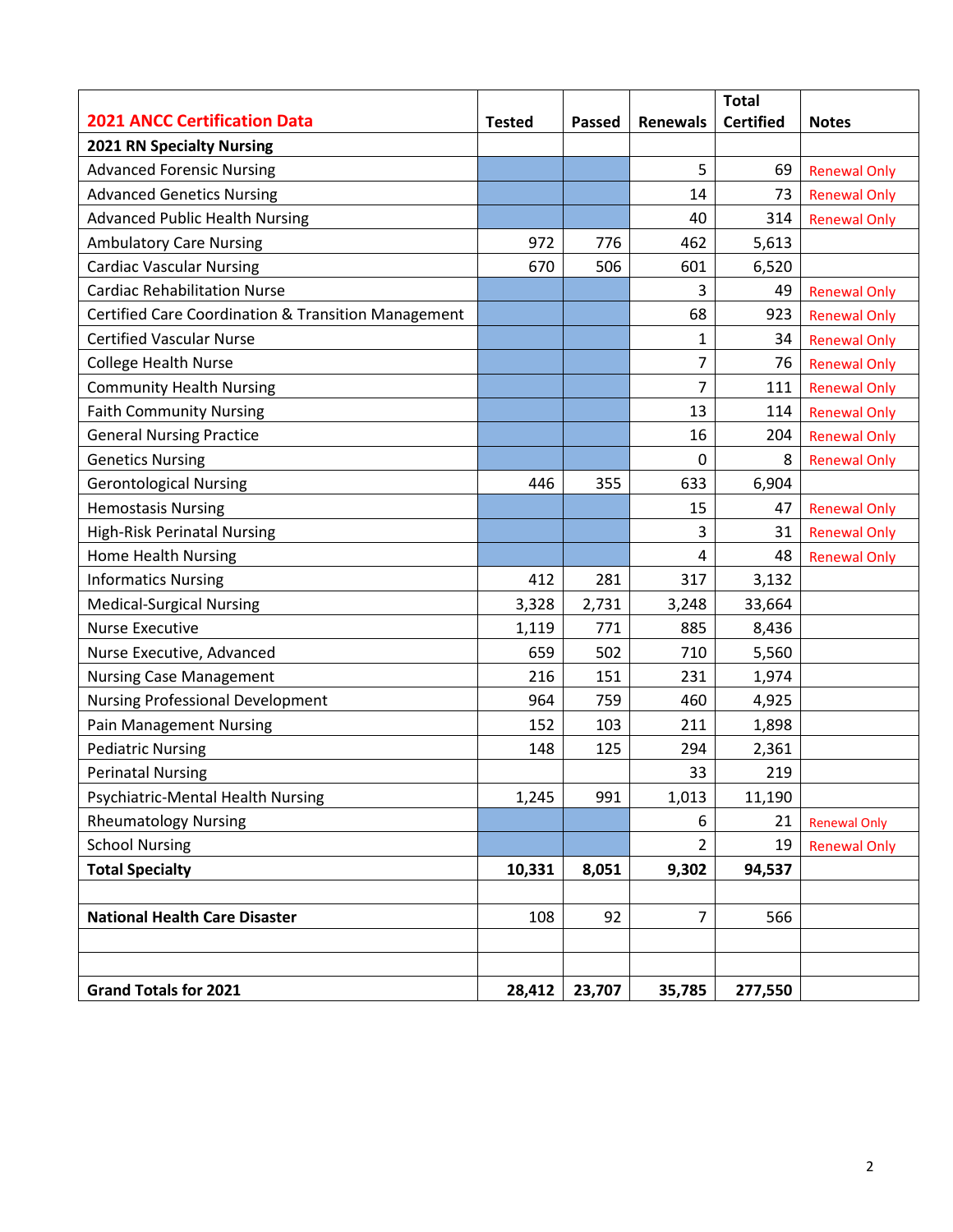| 2021 ANCC Certification Data | Tested | Passed | Renewals | Total Certified | Notes |
|---|---|---|---|---|---|
| **2021 RN Specialty Nursing** | | | | | |
| Advanced Forensic Nursing | | | 5 | 69 | Renewal Only |
| Advanced Genetics Nursing | | | 14 | 73 | Renewal Only |
| Advanced Public Health Nursing | | | 40 | 314 | Renewal Only |
| Ambulatory Care Nursing | 972 | 776 | 462 | 5,613 | |
| Cardiac Vascular Nursing | 670 | 506 | 601 | 6,520 | |
| Cardiac Rehabilitation Nurse | | | 3 | 49 | Renewal Only |
| Certified Care Coordination & Transition Management | | | 68 | 923 | Renewal Only |
| Certified Vascular Nurse | | | 1 | 34 | Renewal Only |
| College Health Nurse | | | 7 | 76 | Renewal Only |
| Community Health Nursing | | | 7 | 111 | Renewal Only |
| Faith Community Nursing | | | 13 | 114 | Renewal Only |
| General Nursing Practice | | | 16 | 204 | Renewal Only |
| Genetics Nursing | | | 0 | 8 | Renewal Only |
| Gerontological Nursing | 446 | 355 | 633 | 6,904 | |
| Hemostasis Nursing | | | 15 | 47 | Renewal Only |
| High-Risk Perinatal Nursing | | | 3 | 31 | Renewal Only |
| Home Health Nursing | | | 4 | 48 | Renewal Only |
| Informatics Nursing | 412 | 281 | 317 | 3,132 | |
| Medical-Surgical Nursing | 3,328 | 2,731 | 3,248 | 33,664 | |
| Nurse Executive | 1,119 | 771 | 885 | 8,436 | |
| Nurse Executive, Advanced | 659 | 502 | 710 | 5,560 | |
| Nursing Case Management | 216 | 151 | 231 | 1,974 | |
| Nursing Professional Development | 964 | 759 | 460 | 4,925 | |
| Pain Management Nursing | 152 | 103 | 211 | 1,898 | |
| Pediatric Nursing | 148 | 125 | 294 | 2,361 | |
| Perinatal Nursing | | | 33 | 219 | |
| Psychiatric-Mental Health Nursing | 1,245 | 991 | 1,013 | 11,190 | |
| Rheumatology Nursing | | | 6 | 21 | Renewal Only |
| School Nursing | | | 2 | 19 | Renewal Only |
| **Total Specialty** | **10,331** | **8,051** | **9,302** | **94,537** | |
| | | | | | |
| **National Health Care Disaster** | 108 | 92 | 7 | 566 | |
| | | | | | |
| | | | | | |
| **Grand Totals for 2021** | **28,412** | **23,707** | **35,785** | **277,550** | |